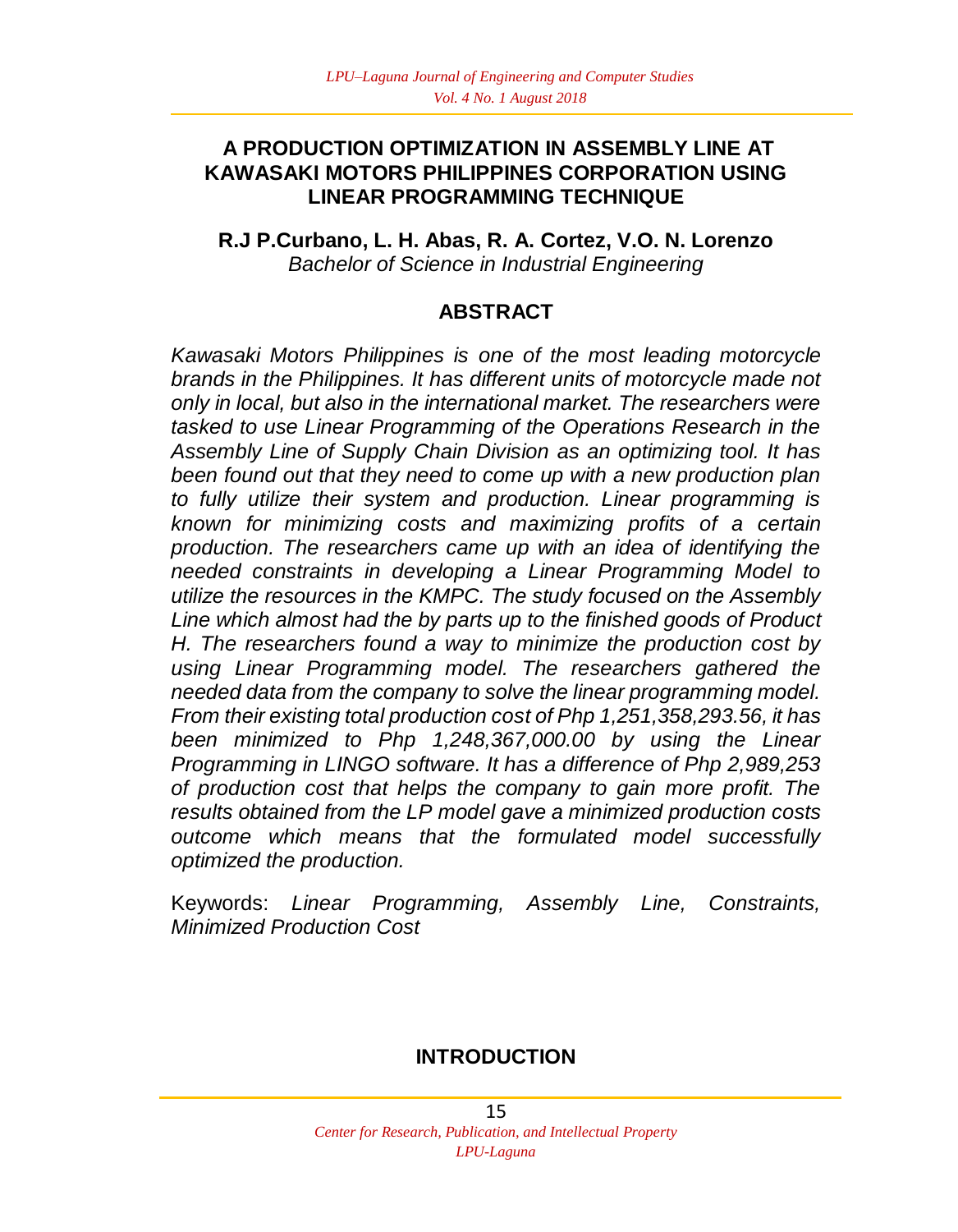# A PRODUCTION OPTIMIZATION IN ASSEMBLY LINE AT KAWASAKI MOTORS PHILIPPINES CORPORATION USING LINEAR PROGRAMMING TECHNIQUE

**R.J P.Curbano, L. H. Abas, R. A. Cortez, V.O. N. Lorenzo**

*Bachelor of Science in Industrial Engineering*

## ABSTRACT

*Kawasaki Motors Philippines is one of the most leading motorcycle brands in the Philippines. It has different units of motorcycle made not only in local, but also in the international market. The researchers were tasked to use Linear Programming of the Operations Research in the Assembly Line of Supply Chain Division as an optimizing tool. It has been found out that they need to come up with a new production plan to fully utilize their system and production. Linear programming is known for minimizing costs and maximizing profits of a certain production. The researchers came up with an idea of identifying the needed constraints in developing a Linear Programming Model to utilize the resources in the KMPC. The study focused on the Assembly Line which almost had the by parts up to the finished goods of Product H. The researchers found a way to minimize the production cost by using Linear Programming model. The researchers gathered the needed data from the company to solve the linear programming model. From their existing total production cost of Php 1,251,358,293.56, it has been minimized to Php 1,248,367,000.00 by using the Linear Programming in LINGO software. It has a difference of Php 2,989,253 of production cost that helps the company to gain more profit. The results obtained from the LP model gave a minimized production costs outcome which means that the formulated model successfully optimized the production.*

Keywords: *Linear Programming, Assembly Line, Constraints, Minimized Production Cost*

## INTRODUCTION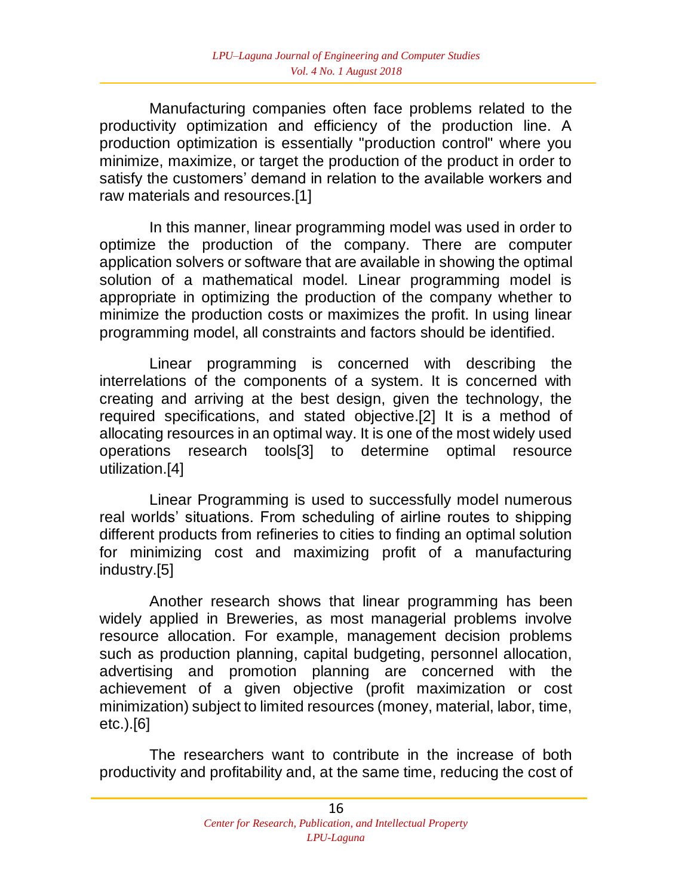Manufacturing companies often face problems related to the productivity optimization and efficiency of the production line. A production optimization is essentially "production control" where you minimize, maximize, or target the production of the product in order to satisfy the customers' demand in relation to the available workers and raw materials and resources.[1]

In this manner, linear programming model was used in order to optimize the production of the company. There are computer application solvers or software that are available in showing the optimal solution of a mathematical model. Linear programming model is appropriate in optimizing the production of the company whether to minimize the production costs or maximizes the profit. In using linear programming model, all constraints and factors should be identified.

Linear programming is concerned with describing the interrelations of the components of a system. It is concerned with creating and arriving at the best design, given the technology, the required specifications, and stated objective.[2] It is a method of allocating resources in an optimal way. It is one of the most widely used operations research tools[3] to determine optimal resource utilization.[4]

Linear Programming is used to successfully model numerous real worlds' situations. From scheduling of airline routes to shipping different products from refineries to cities to finding an optimal solution for minimizing cost and maximizing profit of a manufacturing industry.[5]

Another research shows that linear programming has been widely applied in Breweries, as most managerial problems involve resource allocation. For example, management decision problems such as production planning, capital budgeting, personnel allocation, advertising and promotion planning are concerned with the achievement of a given objective (profit maximization or cost minimization) subject to limited resources (money, material, labor, time, etc.).[6]

The researchers want to contribute in the increase of both productivity and profitability and, at the same time, reducing the cost of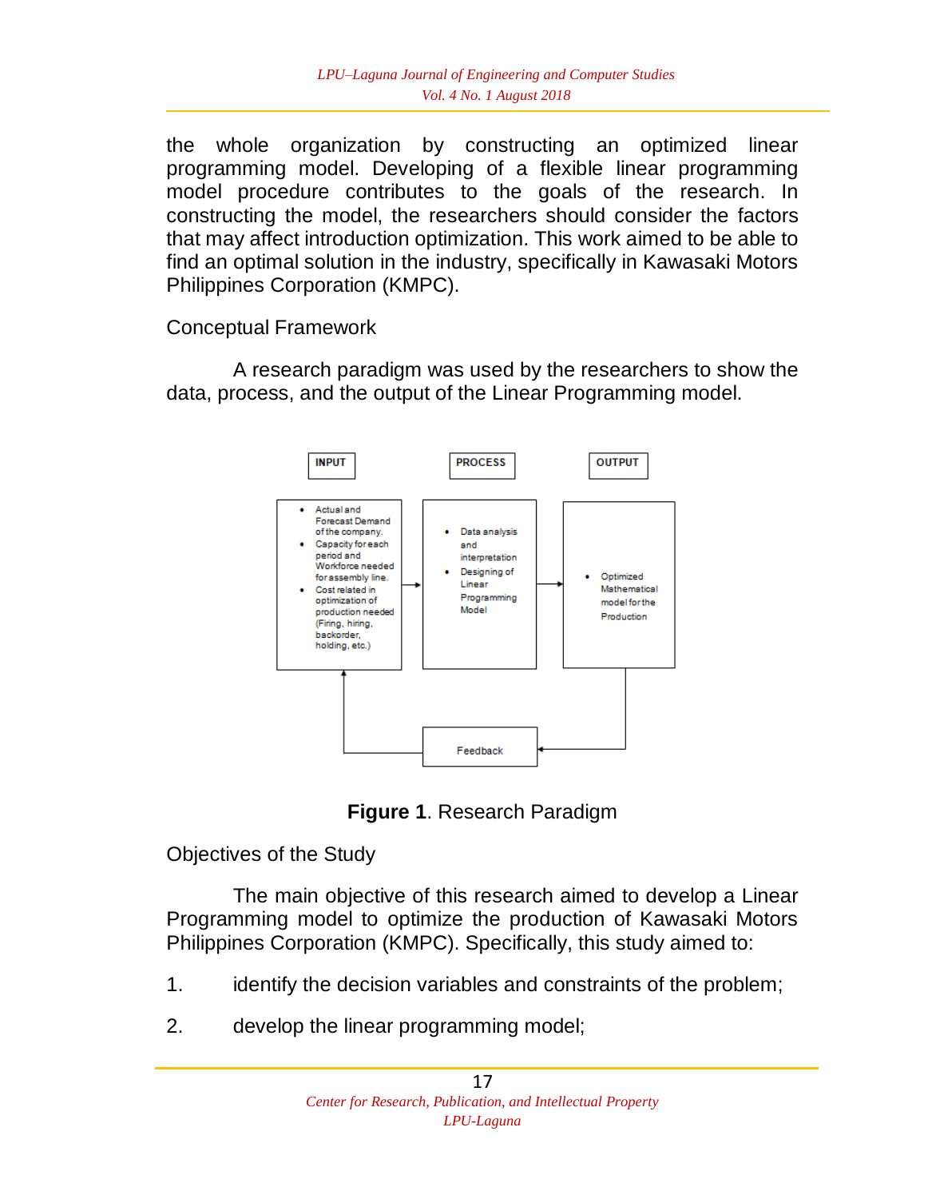the whole organization by constructing an optimized linear programming model. Developing of a flexible linear programming model procedure contributes to the goals of the research. In constructing the model, the researchers should consider the factors that may affect introduction optimization. This work aimed to be able to find an optimal solution in the industry, specifically in Kawasaki Motors Philippines Corporation (KMPC).

## Conceptual Framework

A research paradigm was used by the researchers to show the data, process, and the output of the Linear Programming model.

| INPUT | PROCESS | OUTPUT |
|---|---|---|
| • Actual and Forecast Demand of the company. • Capacity for each period and Workforce needed for assembly line. • Cost related in optimization of production needed (Firing, hiring, backorder, holding, etc.) | • Data analysis and interpretation • Designing of Linear Programming Model | • Optimized Mathematical model for the Production |

Feedback

**Figure 1**. Research Paradigm

## Objectives of the Study

The main objective of this research aimed to develop a Linear Programming model to optimize the production of Kawasaki Motors Philippines Corporation (KMPC). Specifically, this study aimed to:

1. identify the decision variables and constraints of the problem;
2. develop the linear programming model;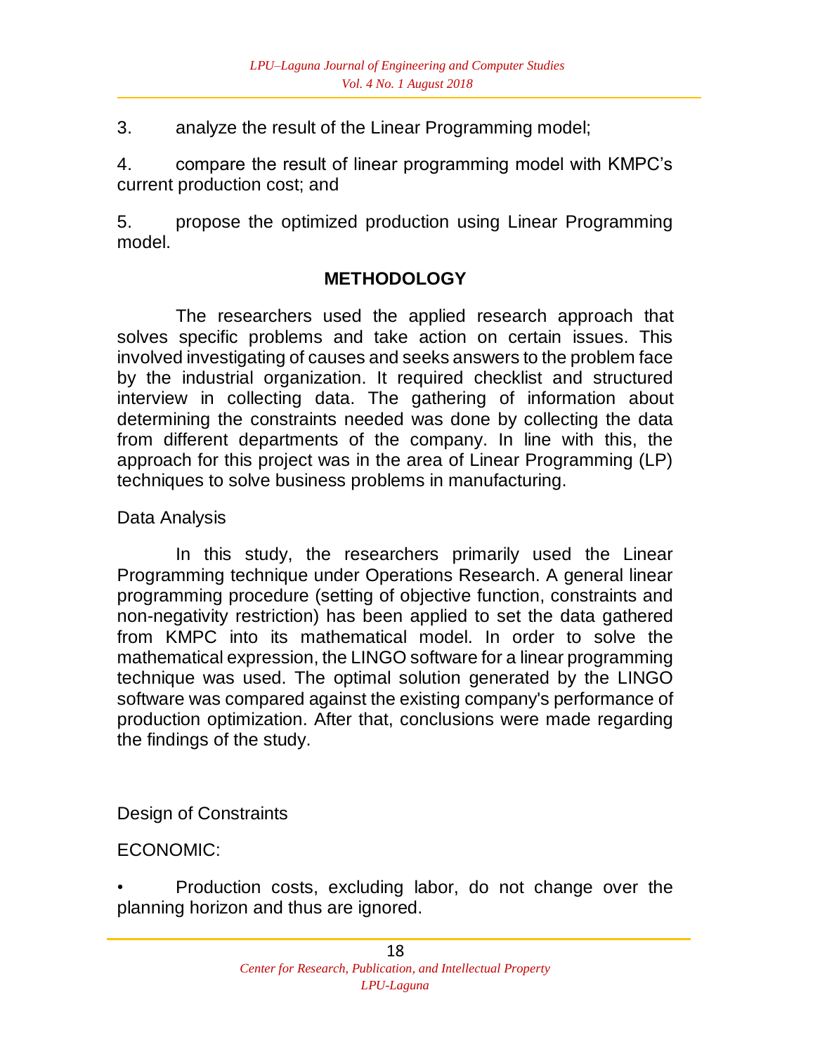3. analyze the result of the Linear Programming model;

4. compare the result of linear programming model with KMPC's current production cost; and

5. propose the optimized production using Linear Programming model.

## METHODOLOGY

The researchers used the applied research approach that solves specific problems and take action on certain issues. This involved investigating of causes and seeks answers to the problem face by the industrial organization. It required checklist and structured interview in collecting data. The gathering of information about determining the constraints needed was done by collecting the data from different departments of the company. In line with this, the approach for this project was in the area of Linear Programming (LP) techniques to solve business problems in manufacturing.

### Data Analysis

In this study, the researchers primarily used the Linear Programming technique under Operations Research. A general linear programming procedure (setting of objective function, constraints and non-negativity restriction) has been applied to set the data gathered from KMPC into its mathematical model. In order to solve the mathematical expression, the LINGO software for a linear programming technique was used. The optimal solution generated by the LINGO software was compared against the existing company's performance of production optimization. After that, conclusions were made regarding the findings of the study.

### Design of Constraints

ECONOMIC:

- Production costs, excluding labor, do not change over the planning horizon and thus are ignored.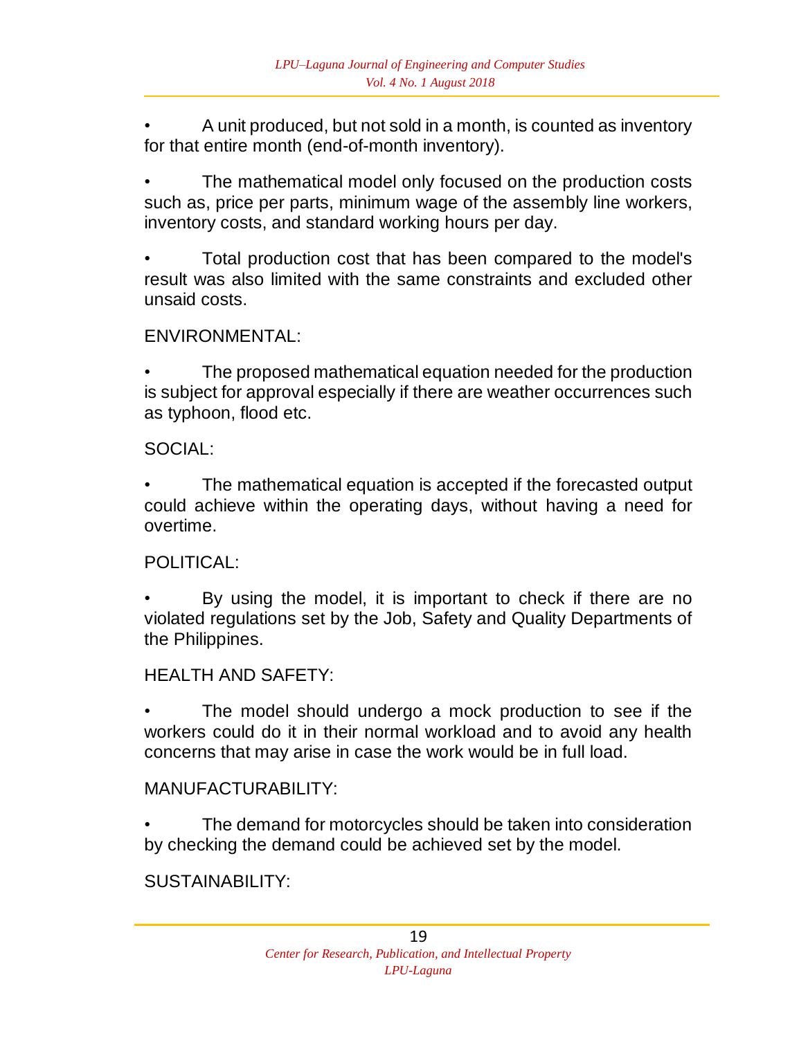- A unit produced, but not sold in a month, is counted as inventory for that entire month (end-of-month inventory).

- The mathematical model only focused on the production costs such as, price per parts, minimum wage of the assembly line workers, inventory costs, and standard working hours per day.

- Total production cost that has been compared to the model's result was also limited with the same constraints and excluded other unsaid costs.

ENVIRONMENTAL:

- The proposed mathematical equation needed for the production is subject for approval especially if there are weather occurrences such as typhoon, flood etc.

SOCIAL:

- The mathematical equation is accepted if the forecasted output could achieve within the operating days, without having a need for overtime.

POLITICAL:

- By using the model, it is important to check if there are no violated regulations set by the Job, Safety and Quality Departments of the Philippines.

HEALTH AND SAFETY:

- The model should undergo a mock production to see if the workers could do it in their normal workload and to avoid any health concerns that may arise in case the work would be in full load.

MANUFACTURABILITY:

- The demand for motorcycles should be taken into consideration by checking the demand could be achieved set by the model.

SUSTAINABILITY: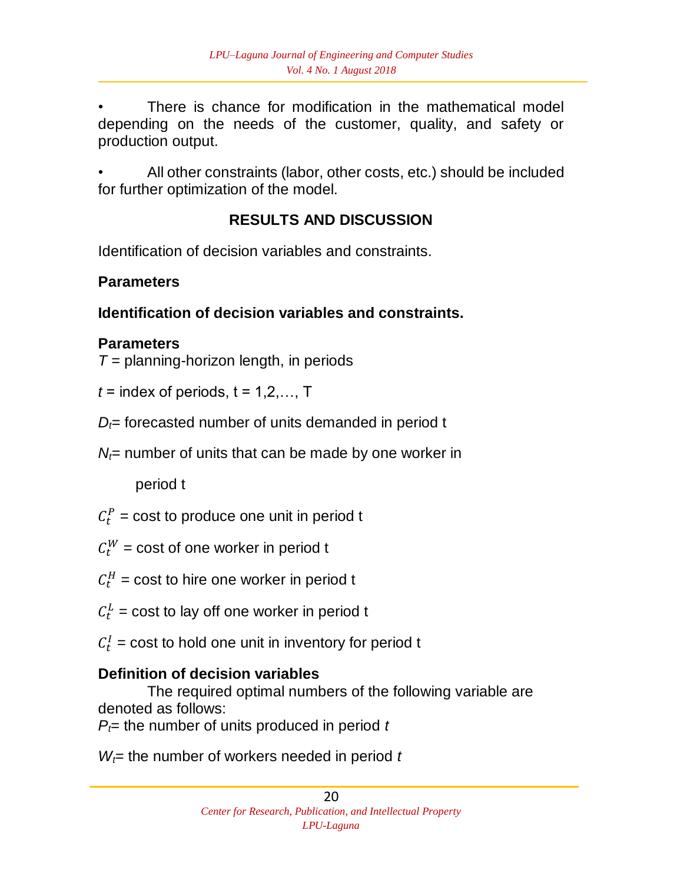- There is chance for modification in the mathematical model depending on the needs of the customer, quality, and safety or production output.

- All other constraints (labor, other costs, etc.) should be included for further optimization of the model.

## RESULTS AND DISCUSSION

Identification of decision variables and constraints.

**Parameters**

**Identification of decision variables and constraints.**

**Parameters**

$T$ = planning-horizon length, in periods

$t$ = index of periods, $t = 1,2,\ldots, T$

$D_t$= forecasted number of units demanded in period t

$N_t$= number of units that can be made by one worker in period t

$C_t^P$ = cost to produce one unit in period t

$C_t^W$ = cost of one worker in period t

$C_t^H$ = cost to hire one worker in period t

$C_t^L$ = cost to lay off one worker in period t

$C_t^I$ = cost to hold one unit in inventory for period t

**Definition of decision variables**

The required optimal numbers of the following variable are denoted as follows:

$P_t$= the number of units produced in period *t*

$W_t$= the number of workers needed in period *t*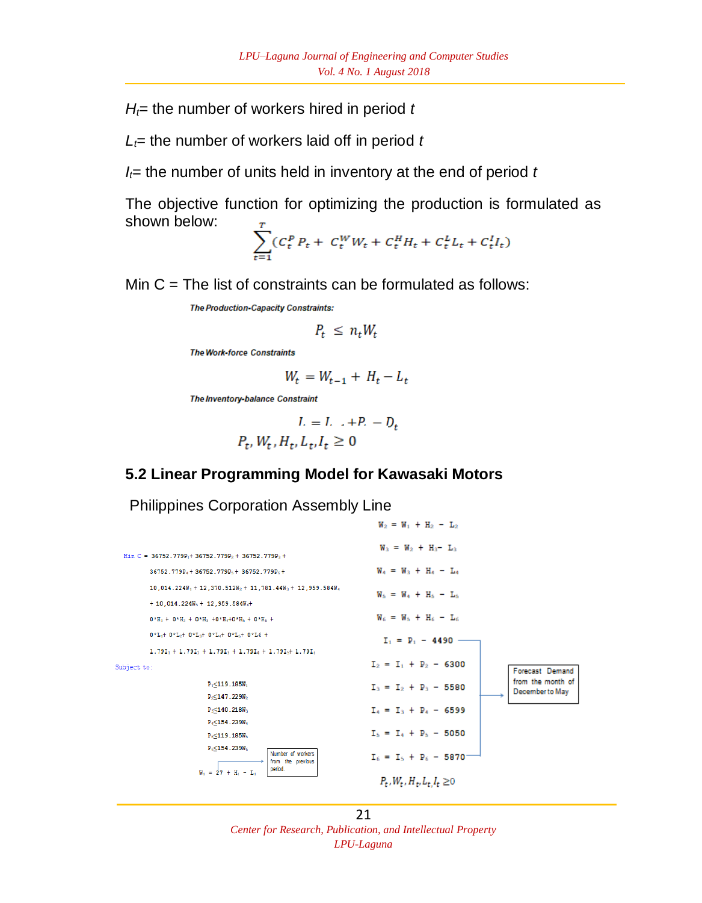$H_t$= the number of workers hired in period $t$

$L_t$= the number of workers laid off in period $t$

$I_t$= the number of units held in inventory at the end of period $t$

The objective function for optimizing the production is formulated as shown below:

$$\sum_{t=1}^{T}(C_t^P P_t + C_t^W W_t + C_t^H H_t + C_t^L L_t + C_t^I I_t)$$

Min C = The list of constraints can be formulated as follows:

***The Production-Capacity Constraints:***

$$P_t \leq n_t W_t$$

***The Work-force Constraints***

$$W_t = W_{t-1} + H_t - L_t$$

***The Inventory-balance Constraint***

$$I_t = I_{t-1} + P_t - D_t$$

$$P_t, W_t, H_t, L_t, I_t \geq 0$$

## 5.2 Linear Programming Model for Kawasaki Motors Philippines Corporation Assembly Line

Min C = $36752.779P_1 + 36752.779P_2 + 36752.779P_3 + 36752.779P_4 + 36752.779P_5 + 36752.779P_6 + 10,014.224W_1 + 12,370.512W_2 + 11,781.44W_3 + 12,959.584W_4 + 10,014.224W_5 + 12,959.584W_6 + 0*H_1 + 0*H_2 + 0*H_3 + 0*H_4 + 0*H_5 + 0*H_6 + 0*L_1 + 0*L_2 + 0*L_3 + 0*L_4 + 0*L_5 + 0*L_6 + 1.79I_1 + 1.79I_2 + 1.79I_3 + 1.79I_4 + 1.79I_5 + 1.79I_6$

Subject to:

$P_1 \leq 119.185W_1$

$P_2 \leq 147.229W_2$

$P_3 \leq 140.218W_3$

$P_4 \leq 154.239W_4$

$P_5 \leq 119.185W_5$

$P_6 \leq 154.239W_6$

$W_1 = 27 + H_1 - L_1$ (Number of workers from the previous period.)

$W_2 = W_1 + H_2 - L_2$

$W_3 = W_2 + H_3 - L_3$

$W_4 = W_3 + H_4 - L_4$

$W_5 = W_4 + H_5 - L_5$

$W_6 = W_5 + H_6 - L_6$

$I_1 = P_1 - 4490$

$I_2 = I_1 + P_2 - 6300$

$I_3 = I_2 + P_3 - 5580$

$I_4 = I_3 + P_4 - 6599$

$I_5 = I_4 + P_5 - 5050$

$I_6 = I_5 + P_6 - 5870$

(Forecast Demand from the month of December to May)

$P_t, W_t, H_t, L_t, I_t \geq 0$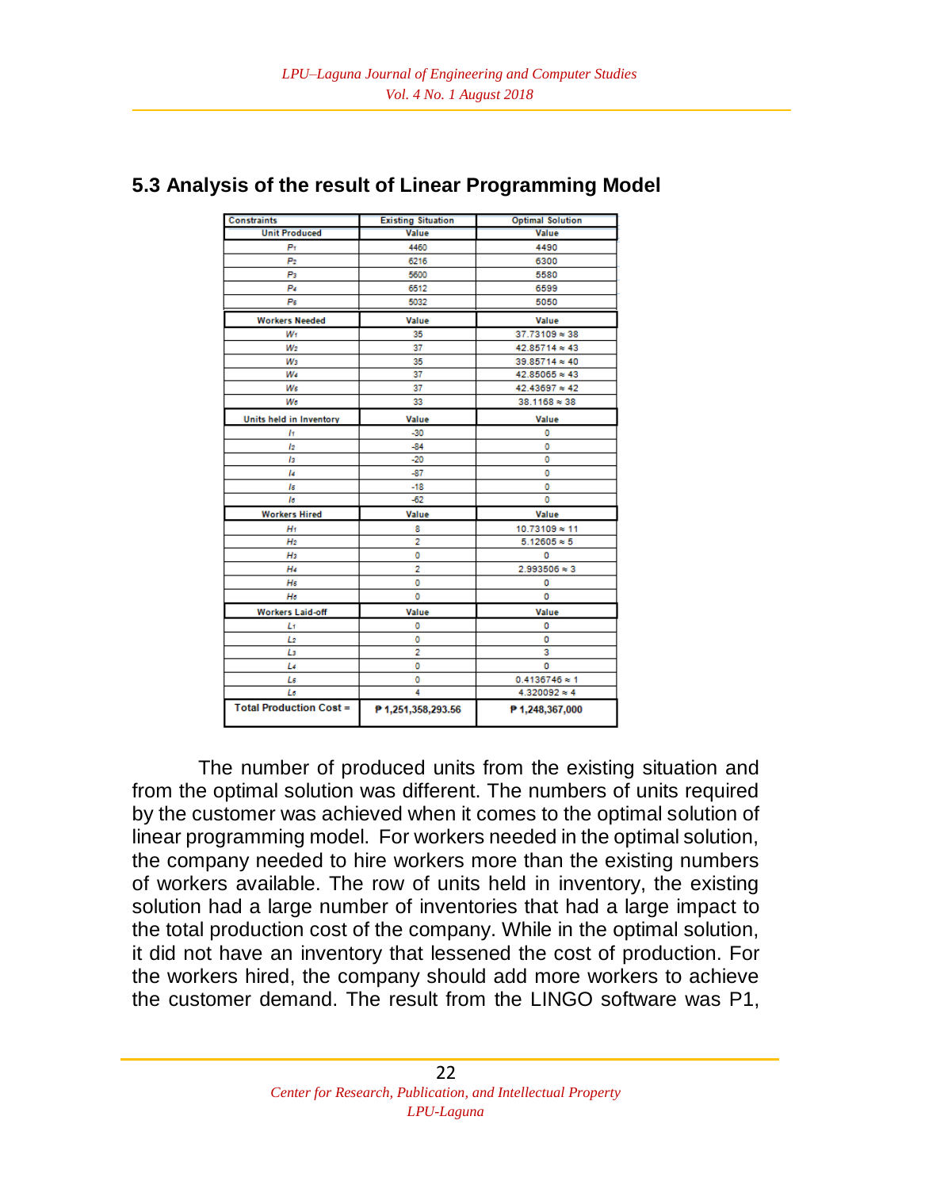## 5.3 Analysis of the result of Linear Programming Model

| Constraints | Existing Situation | Optimal Solution |
|---|---|---|
| **Unit Produced** | **Value** | **Value** |
| $P_1$ | 4460 | 4490 |
| $P_2$ | 6216 | 6300 |
| $P_3$ | 5600 | 5580 |
| $P_4$ | 6512 | 6599 |
| $P_5$ | 5032 | 5050 |
| **Workers Needed** | **Value** | **Value** |
| $W_1$ | 35 | 37.73109 ≈ 38 |
| $W_2$ | 37 | 42.85714 ≈ 43 |
| $W_3$ | 35 | 39.85714 ≈ 40 |
| $W_4$ | 37 | 42.85065 ≈ 43 |
| $W_5$ | 37 | 42.43697 ≈ 42 |
| $W_6$ | 33 | 38.1168 ≈ 38 |
| **Units held in Inventory** | **Value** | **Value** |
| $I_1$ | -30 | 0 |
| $I_2$ | -84 | 0 |
| $I_3$ | -20 | 0 |
| $I_4$ | -87 | 0 |
| $I_5$ | -18 | 0 |
| $I_6$ | -62 | 0 |
| **Workers Hired** | **Value** | **Value** |
| $H_1$ | 8 | 10.73109 ≈ 11 |
| $H_2$ | 2 | 5.12605 ≈ 5 |
| $H_3$ | 0 | 0 |
| $H_4$ | 2 | 2.993506 ≈ 3 |
| $H_5$ | 0 | 0 |
| $H_6$ | 0 | 0 |
| **Workers Laid-off** | **Value** | **Value** |
| $L_1$ | 0 | 0 |
| $L_2$ | 0 | 0 |
| $L_3$ | 2 | 3 |
| $L_4$ | 0 | 0 |
| $L_5$ | 0 | 0.4136746 ≈ 1 |
| $L_6$ | 4 | 4.320092 ≈ 4 |
| **Total Production Cost =** | **₱ 1,251,358,293.56** | **₱ 1,248,367,000** |

The number of produced units from the existing situation and from the optimal solution was different. The numbers of units required by the customer was achieved when it comes to the optimal solution of linear programming model. For workers needed in the optimal solution, the company needed to hire workers more than the existing numbers of workers available. The row of units held in inventory, the existing solution had a large number of inventories that had a large impact to the total production cost of the company. While in the optimal solution, it did not have an inventory that lessened the cost of production. For the workers hired, the company should add more workers to achieve the customer demand. The result from the LINGO software was P1,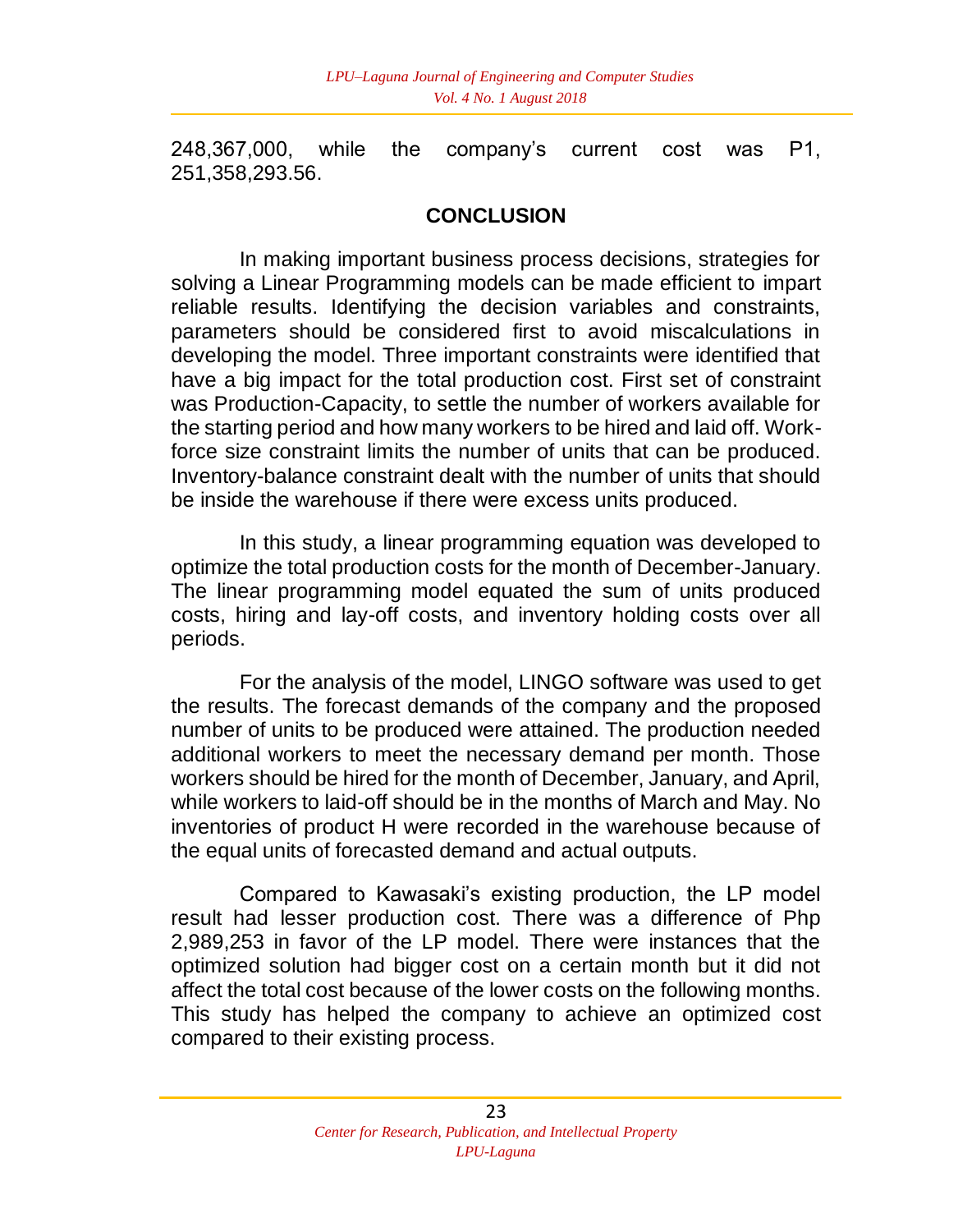248,367,000, while the company's current cost was P1, 251,358,293.56.

## CONCLUSION

In making important business process decisions, strategies for solving a Linear Programming models can be made efficient to impart reliable results. Identifying the decision variables and constraints, parameters should be considered first to avoid miscalculations in developing the model. Three important constraints were identified that have a big impact for the total production cost. First set of constraint was Production-Capacity, to settle the number of workers available for the starting period and how many workers to be hired and laid off. Work-force size constraint limits the number of units that can be produced. Inventory-balance constraint dealt with the number of units that should be inside the warehouse if there were excess units produced.

In this study, a linear programming equation was developed to optimize the total production costs for the month of December-January. The linear programming model equated the sum of units produced costs, hiring and lay-off costs, and inventory holding costs over all periods.

For the analysis of the model, LINGO software was used to get the results. The forecast demands of the company and the proposed number of units to be produced were attained. The production needed additional workers to meet the necessary demand per month. Those workers should be hired for the month of December, January, and April, while workers to laid-off should be in the months of March and May. No inventories of product H were recorded in the warehouse because of the equal units of forecasted demand and actual outputs.

Compared to Kawasaki's existing production, the LP model result had lesser production cost. There was a difference of Php 2,989,253 in favor of the LP model. There were instances that the optimized solution had bigger cost on a certain month but it did not affect the total cost because of the lower costs on the following months. This study has helped the company to achieve an optimized cost compared to their existing process.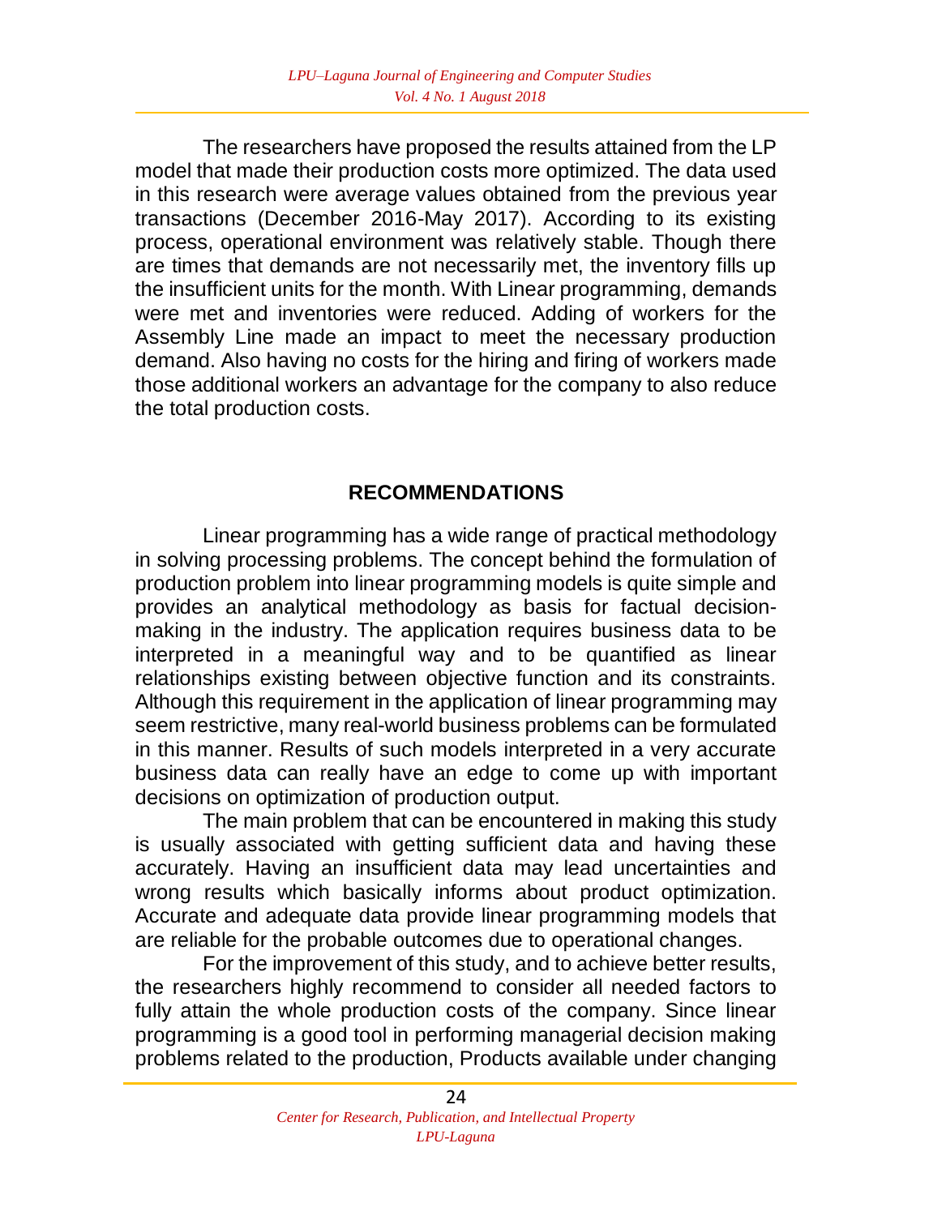The researchers have proposed the results attained from the LP model that made their production costs more optimized. The data used in this research were average values obtained from the previous year transactions (December 2016-May 2017). According to its existing process, operational environment was relatively stable. Though there are times that demands are not necessarily met, the inventory fills up the insufficient units for the month. With Linear programming, demands were met and inventories were reduced. Adding of workers for the Assembly Line made an impact to meet the necessary production demand. Also having no costs for the hiring and firing of workers made those additional workers an advantage for the company to also reduce the total production costs.

## RECOMMENDATIONS

Linear programming has a wide range of practical methodology in solving processing problems. The concept behind the formulation of production problem into linear programming models is quite simple and provides an analytical methodology as basis for factual decision-making in the industry. The application requires business data to be interpreted in a meaningful way and to be quantified as linear relationships existing between objective function and its constraints. Although this requirement in the application of linear programming may seem restrictive, many real-world business problems can be formulated in this manner. Results of such models interpreted in a very accurate business data can really have an edge to come up with important decisions on optimization of production output.

The main problem that can be encountered in making this study is usually associated with getting sufficient data and having these accurately. Having an insufficient data may lead uncertainties and wrong results which basically informs about product optimization. Accurate and adequate data provide linear programming models that are reliable for the probable outcomes due to operational changes.

For the improvement of this study, and to achieve better results, the researchers highly recommend to consider all needed factors to fully attain the whole production costs of the company. Since linear programming is a good tool in performing managerial decision making problems related to the production, Products available under changing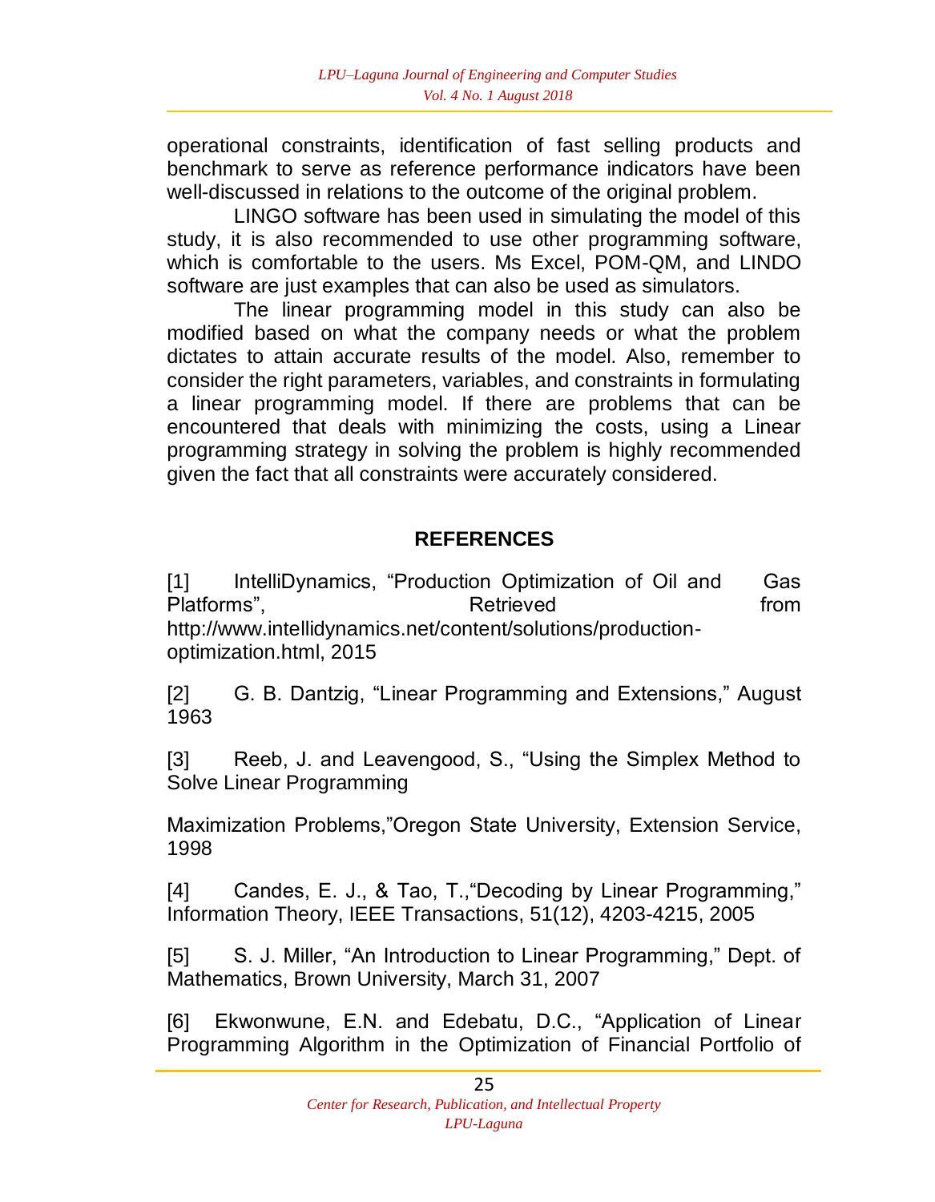operational constraints, identification of fast selling products and benchmark to serve as reference performance indicators have been well-discussed in relations to the outcome of the original problem.

LINGO software has been used in simulating the model of this study, it is also recommended to use other programming software, which is comfortable to the users. Ms Excel, POM-QM, and LINDO software are just examples that can also be used as simulators.

The linear programming model in this study can also be modified based on what the company needs or what the problem dictates to attain accurate results of the model. Also, remember to consider the right parameters, variables, and constraints in formulating a linear programming model. If there are problems that can be encountered that deals with minimizing the costs, using a Linear programming strategy in solving the problem is highly recommended given the fact that all constraints were accurately considered.

## REFERENCES

[1] IntelliDynamics, "Production Optimization of Oil and Gas Platforms", Retrieved from http://www.intellidynamics.net/content/solutions/production-optimization.html, 2015

[2] G. B. Dantzig, "Linear Programming and Extensions," August 1963

[3] Reeb, J. and Leavengood, S., "Using the Simplex Method to Solve Linear Programming

Maximization Problems,"Oregon State University, Extension Service, 1998

[4] Candes, E. J., & Tao, T.,"Decoding by Linear Programming," Information Theory, IEEE Transactions, 51(12), 4203-4215, 2005

[5] S. J. Miller, "An Introduction to Linear Programming," Dept. of Mathematics, Brown University, March 31, 2007

[6] Ekwonwune, E.N. and Edebatu, D.C., "Application of Linear Programming Algorithm in the Optimization of Financial Portfolio of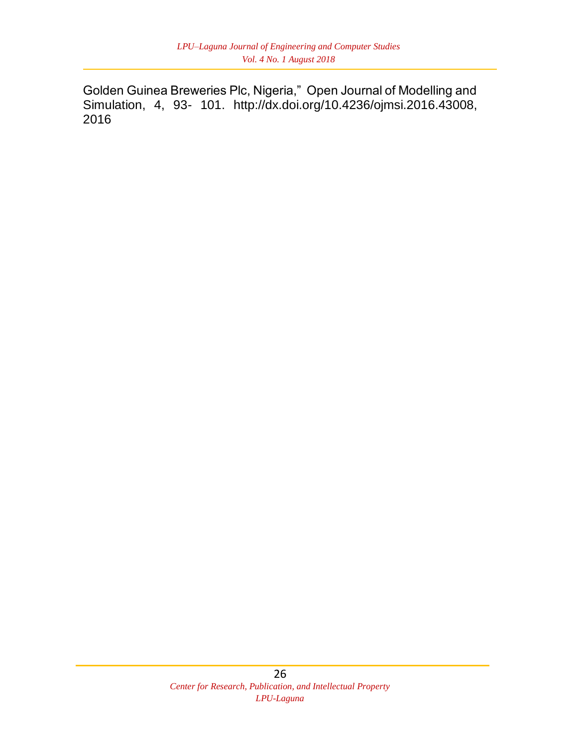Golden Guinea Breweries Plc, Nigeria," Open Journal of Modelling and Simulation, 4, 93- 101. http://dx.doi.org/10.4236/ojmsi.2016.43008, 2016